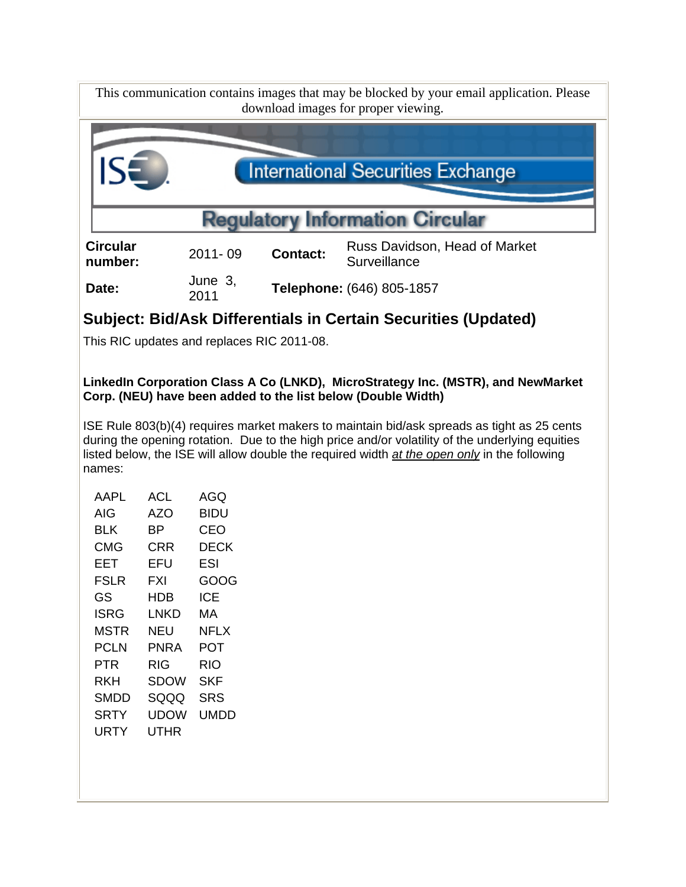This communication contains images that may be blocked by your email application. Please download images for proper viewing.

# International Securities Exchange

## Regulatory Information Circular

| | | | |
|---|---|---|---|
| **Circular number:** | 2011- 09 | **Contact:** | Russ Davidson, Head of Market Surveillance |
| **Date:** | June 3, 2011 | **Telephone:** | (646) 805-1857 |

## Subject: Bid/Ask Differentials in Certain Securities (Updated)

This RIC updates and replaces RIC 2011-08.

**LinkedIn Corporation Class A Co (LNKD), MicroStrategy Inc. (MSTR), and NewMarket Corp. (NEU) have been added to the list below (Double Width)**

ISE Rule 803(b)(4) requires market makers to maintain bid/ask spreads as tight as 25 cents during the opening rotation. Due to the high price and/or volatility of the underlying equities listed below, the ISE will allow double the required width *at the open only* in the following names:

| | | |
|---|---|---|
| AAPL | ACL | AGQ |
| AIG | AZO | BIDU |
| BLK | BP | CEO |
| CMG | CRR | DECK |
| EET | EFU | ESI |
| FSLR | FXI | GOOG |
| GS | HDB | ICE |
| ISRG | LNKD | MA |
| MSTR | NEU | NFLX |
| PCLN | PNRA | POT |
| PTR | RIG | RIO |
| RKH | SDOW | SKF |
| SMDD | SQQQ | SRS |
| SRTY | UDOW | UMDD |
| URTY | UTHR | |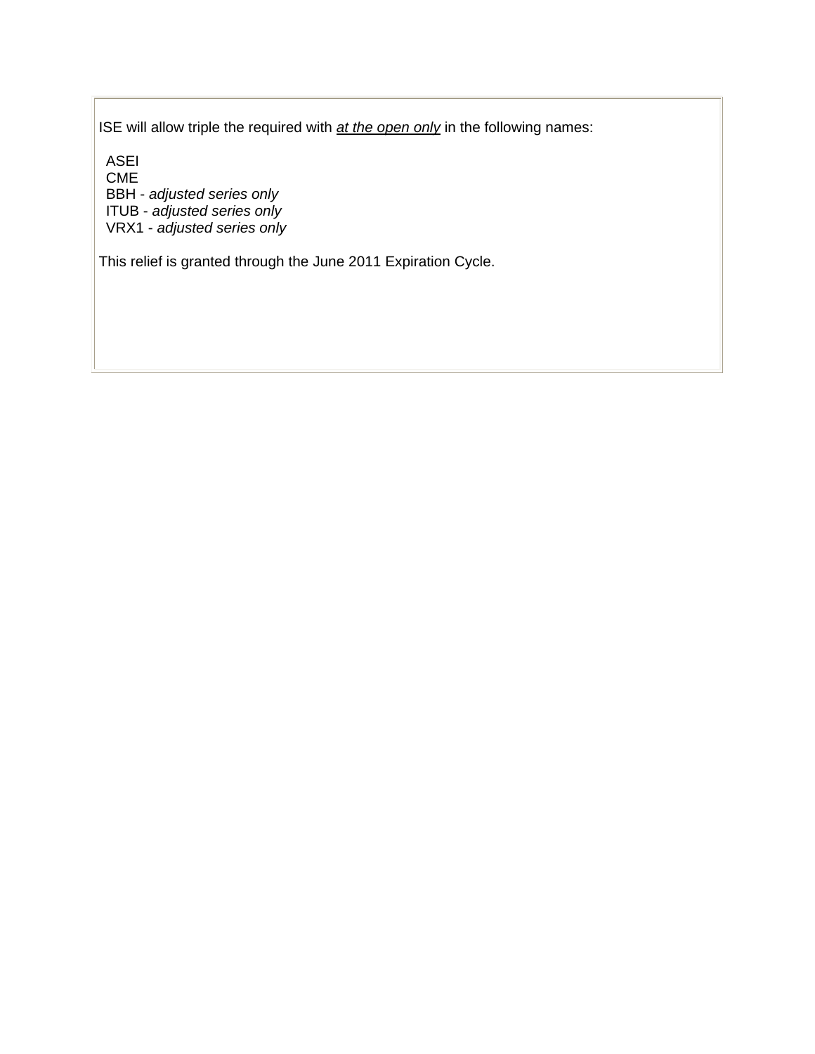ISE will allow triple the required with _at the open only_ in the following names:

ASEI
CME
BBH - *adjusted series only*
ITUB - *adjusted series only*
VRX1 - *adjusted series only*

This relief is granted through the June 2011 Expiration Cycle.